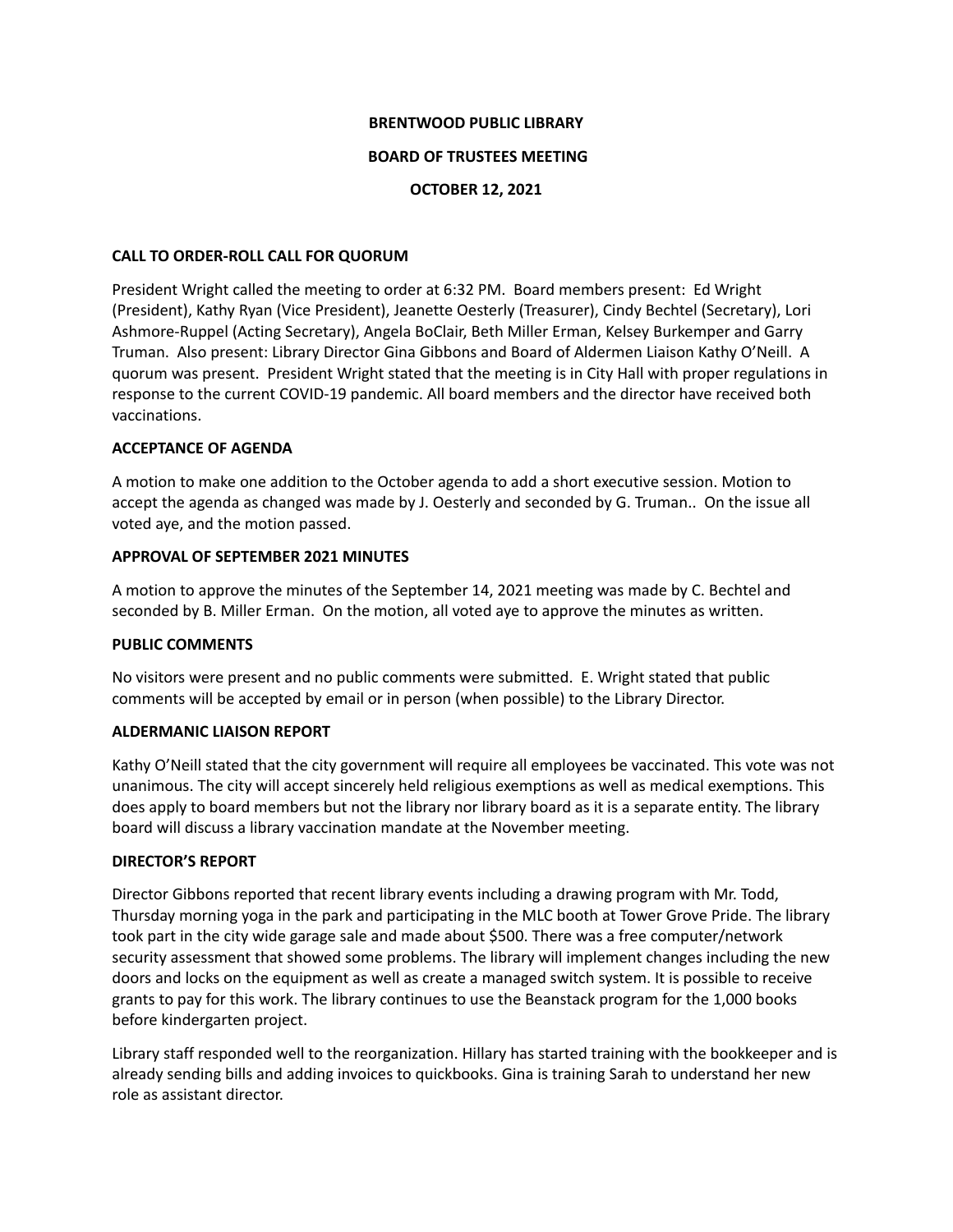**BRENTWOOD PUBLIC LIBRARY**

**BOARD OF TRUSTEES MEETING**

**OCTOBER 12, 2021**

**CALL TO ORDER-ROLL CALL FOR QUORUM**

President Wright called the meeting to order at 6:32 PM. Board members present: Ed Wright (President), Kathy Ryan (Vice President), Jeanette Oesterly (Treasurer), Cindy Bechtel (Secretary), Lori Ashmore-Ruppel (Acting Secretary), Angela BoClair, Beth Miller Erman, Kelsey Burkemper and Garry Truman. Also present: Library Director Gina Gibbons and Board of Aldermen Liaison Kathy O'Neill. A quorum was present. President Wright stated that the meeting is in City Hall with proper regulations in response to the current COVID-19 pandemic. All board members and the director have received both vaccinations.

**ACCEPTANCE OF AGENDA**

A motion to make one addition to the October agenda to add a short executive session. Motion to accept the agenda as changed was made by J. Oesterly and seconded by G. Truman.. On the issue all voted aye, and the motion passed.

**APPROVAL OF SEPTEMBER 2021 MINUTES**

A motion to approve the minutes of the September 14, 2021 meeting was made by C. Bechtel and seconded by B. Miller Erman. On the motion, all voted aye to approve the minutes as written.

**PUBLIC COMMENTS**

No visitors were present and no public comments were submitted. E. Wright stated that public comments will be accepted by email or in person (when possible) to the Library Director.

**ALDERMANIC LIAISON REPORT**

Kathy O'Neill stated that the city government will require all employees be vaccinated. This vote was not unanimous. The city will accept sincerely held religious exemptions as well as medical exemptions. This does apply to board members but not the library nor library board as it is a separate entity. The library board will discuss a library vaccination mandate at the November meeting.

**DIRECTOR'S REPORT**

Director Gibbons reported that recent library events including a drawing program with Mr. Todd, Thursday morning yoga in the park and participating in the MLC booth at Tower Grove Pride. The library took part in the city wide garage sale and made about $500. There was a free computer/network security assessment that showed some problems. The library will implement changes including the new doors and locks on the equipment as well as create a managed switch system. It is possible to receive grants to pay for this work. The library continues to use the Beanstack program for the 1,000 books before kindergarten project.

Library staff responded well to the reorganization. Hillary has started training with the bookkeeper and is already sending bills and adding invoices to quickbooks. Gina is training Sarah to understand her new role as assistant director.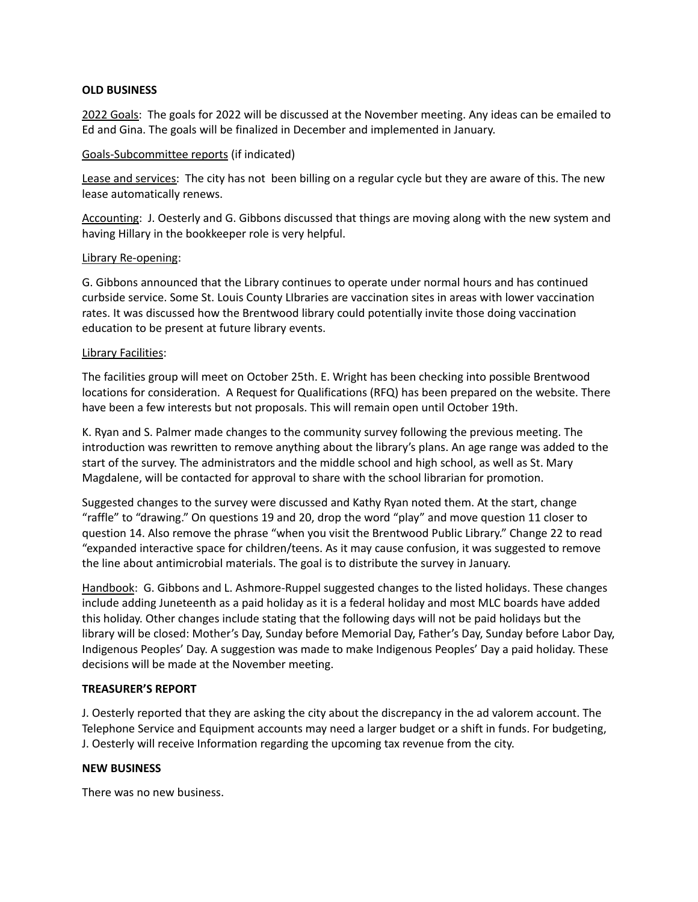**OLD BUSINESS**

2022 Goals: The goals for 2022 will be discussed at the November meeting. Any ideas can be emailed to Ed and Gina. The goals will be finalized in December and implemented in January.

Goals-Subcommittee reports (if indicated)

Lease and services: The city has not been billing on a regular cycle but they are aware of this. The new lease automatically renews.

Accounting: J. Oesterly and G. Gibbons discussed that things are moving along with the new system and having Hillary in the bookkeeper role is very helpful.

Library Re-opening:

G. Gibbons announced that the Library continues to operate under normal hours and has continued curbside service. Some St. Louis County LIbraries are vaccination sites in areas with lower vaccination rates. It was discussed how the Brentwood library could potentially invite those doing vaccination education to be present at future library events.

Library Facilities:

The facilities group will meet on October 25th. E. Wright has been checking into possible Brentwood locations for consideration. A Request for Qualifications (RFQ) has been prepared on the website. There have been a few interests but not proposals. This will remain open until October 19th.

K. Ryan and S. Palmer made changes to the community survey following the previous meeting. The introduction was rewritten to remove anything about the library's plans. An age range was added to the start of the survey. The administrators and the middle school and high school, as well as St. Mary Magdalene, will be contacted for approval to share with the school librarian for promotion.

Suggested changes to the survey were discussed and Kathy Ryan noted them. At the start, change "raffle" to "drawing." On questions 19 and 20, drop the word "play" and move question 11 closer to question 14. Also remove the phrase "when you visit the Brentwood Public Library." Change 22 to read "expanded interactive space for children/teens. As it may cause confusion, it was suggested to remove the line about antimicrobial materials. The goal is to distribute the survey in January.

Handbook: G. Gibbons and L. Ashmore-Ruppel suggested changes to the listed holidays. These changes include adding Juneteenth as a paid holiday as it is a federal holiday and most MLC boards have added this holiday. Other changes include stating that the following days will not be paid holidays but the library will be closed: Mother's Day, Sunday before Memorial Day, Father's Day, Sunday before Labor Day, Indigenous Peoples' Day. A suggestion was made to make Indigenous Peoples' Day a paid holiday. These decisions will be made at the November meeting.

**TREASURER'S REPORT**

J. Oesterly reported that they are asking the city about the discrepancy in the ad valorem account. The Telephone Service and Equipment accounts may need a larger budget or a shift in funds. For budgeting, J. Oesterly will receive Information regarding the upcoming tax revenue from the city.

**NEW BUSINESS**

There was no new business.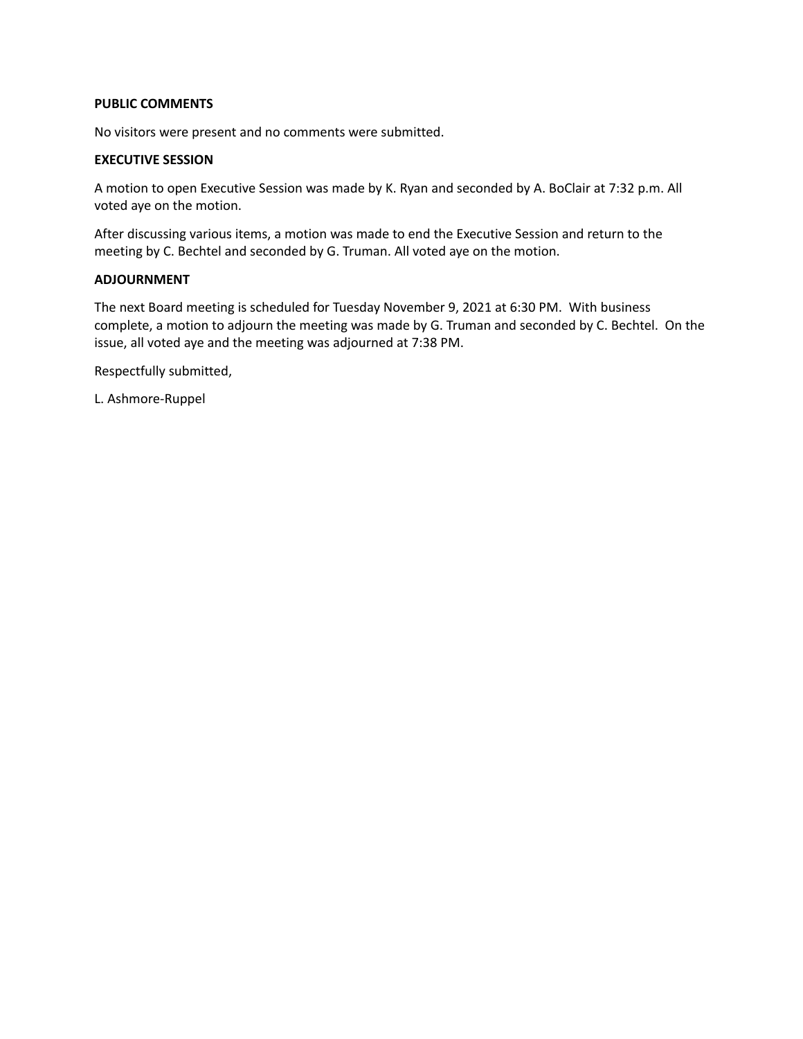**PUBLIC COMMENTS**

No visitors were present and no comments were submitted.

**EXECUTIVE SESSION**

A motion to open Executive Session was made by K. Ryan and seconded by A. BoClair at 7:32 p.m. All voted aye on the motion.

After discussing various items, a motion was made to end the Executive Session and return to the meeting by C. Bechtel and seconded by G. Truman. All voted aye on the motion.

**ADJOURNMENT**

The next Board meeting is scheduled for Tuesday November 9, 2021 at 6:30 PM. With business complete, a motion to adjourn the meeting was made by G. Truman and seconded by C. Bechtel. On the issue, all voted aye and the meeting was adjourned at 7:38 PM.

Respectfully submitted,

L. Ashmore-Ruppel